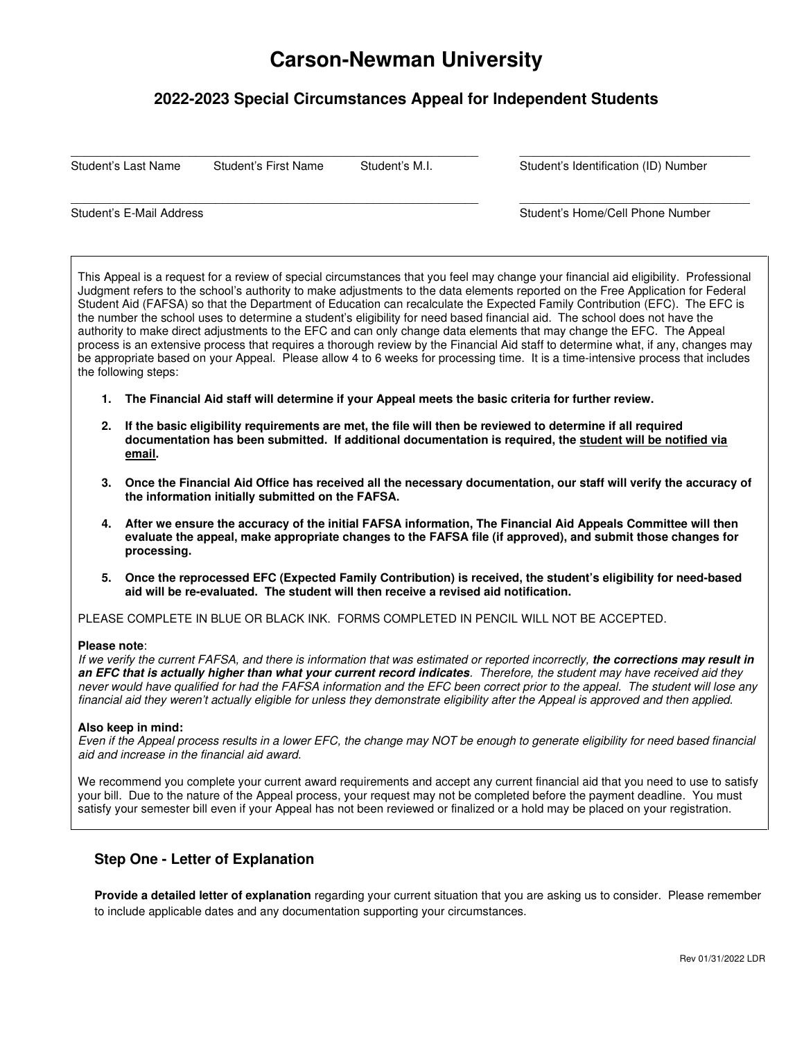# Carson-Newman University

## 2022-2023 Special Circumstances Appeal for Independent Students

| | | | |
|---|---|---|---|
| Student's Last Name | Student's First Name | Student's M.I. | Student's Identification (ID) Number |
| Student's E-Mail Address | | | Student's Home/Cell Phone Number |

This Appeal is a request for a review of special circumstances that you feel may change your financial aid eligibility. Professional Judgment refers to the school's authority to make adjustments to the data elements reported on the Free Application for Federal Student Aid (FAFSA) so that the Department of Education can recalculate the Expected Family Contribution (EFC). The EFC is the number the school uses to determine a student's eligibility for need based financial aid. The school does not have the authority to make direct adjustments to the EFC and can only change data elements that may change the EFC. The Appeal process is an extensive process that requires a thorough review by the Financial Aid staff to determine what, if any, changes may be appropriate based on your Appeal. Please allow 4 to 6 weeks for processing time. It is a time-intensive process that includes the following steps:

1. **The Financial Aid staff will determine if your Appeal meets the basic criteria for further review.**
2. **If the basic eligibility requirements are met, the file will then be reviewed to determine if all required documentation has been submitted. If additional documentation is required, the student will be notified via email.**
3. **Once the Financial Aid Office has received all the necessary documentation, our staff will verify the accuracy of the information initially submitted on the FAFSA.**
4. **After we ensure the accuracy of the initial FAFSA information, The Financial Aid Appeals Committee will then evaluate the appeal, make appropriate changes to the FAFSA file (if approved), and submit those changes for processing.**
5. **Once the reprocessed EFC (Expected Family Contribution) is received, the student's eligibility for need-based aid will be re-evaluated. The student will then receive a revised aid notification.**

PLEASE COMPLETE IN BLUE OR BLACK INK. FORMS COMPLETED IN PENCIL WILL NOT BE ACCEPTED.

**Please note**:
*If we verify the current FAFSA, and there is information that was estimated or reported incorrectly,* ***the corrections may result in an EFC that is actually higher than what your current record indicates****. Therefore, the student may have received aid they never would have qualified for had the FAFSA information and the EFC been correct prior to the appeal. The student will lose any financial aid they weren't actually eligible for unless they demonstrate eligibility after the Appeal is approved and then applied.*

**Also keep in mind:**
*Even if the Appeal process results in a lower EFC, the change may NOT be enough to generate eligibility for need based financial aid and increase in the financial aid award.*

We recommend you complete your current award requirements and accept any current financial aid that you need to use to satisfy your bill. Due to the nature of the Appeal process, your request may not be completed before the payment deadline. You must satisfy your semester bill even if your Appeal has not been reviewed or finalized or a hold may be placed on your registration.

### Step One - Letter of Explanation

**Provide a detailed letter of explanation** regarding your current situation that you are asking us to consider. Please remember to include applicable dates and any documentation supporting your circumstances.

Rev 01/31/2022 LDR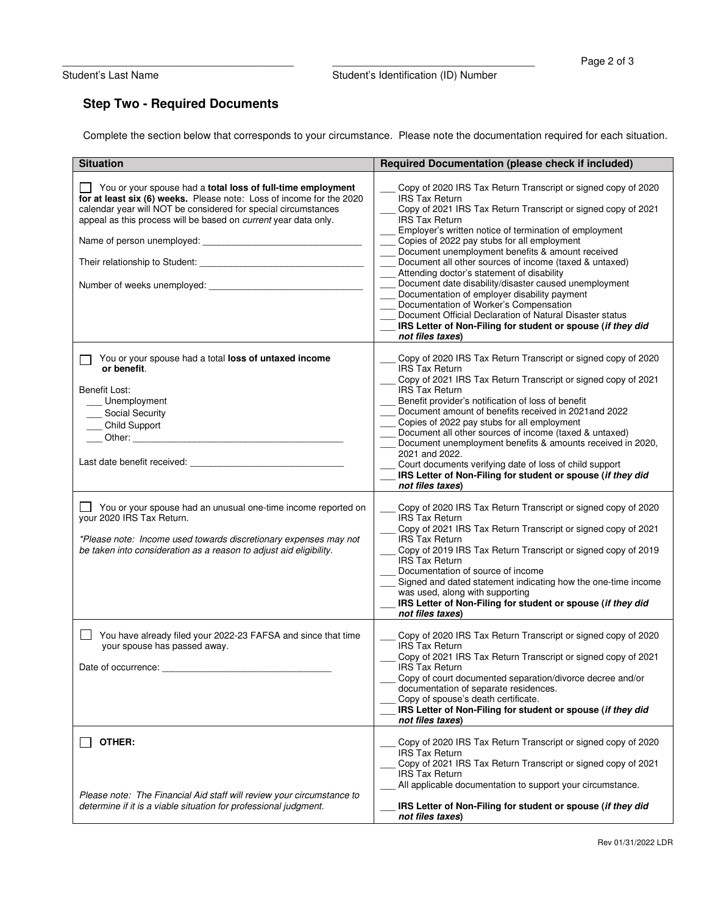\_\_\_\_\_\_\_\_\_\_\_\_\_\_\_\_\_\_\_\_\_\_\_\_\_\_\_\_\_\_\_\_\_\_\_\_\_\_\_\_ \_\_\_\_\_\_\_\_\_\_\_\_\_\_\_\_\_\_\_\_\_\_\_\_\_\_\_\_\_\_\_\_\_\_\_\_\_
Student's Last Name Student's Identification (ID) Number

## Step Two - Required Documents

Complete the section below that corresponds to your circumstance. Please note the documentation required for each situation.

| Situation | Required Documentation (please check if included) |
|---|---|
| ☐ You or your spouse had a **total loss of full-time employment for at least six (6) weeks.** Please note: Loss of income for the 2020 calendar year will NOT be considered for special circumstances appeal as this process will be based on *current* year data only.<br><br>Name of person unemployed: \_\_\_\_\_\_\_\_\_\_\_\_\_\_\_\_\_\_\_\_\_\_\_\_\_\_\_\_\_\_<br><br>Their relationship to Student: \_\_\_\_\_\_\_\_\_\_\_\_\_\_\_\_\_\_\_\_\_\_\_\_\_\_\_\_\_\_<br><br>Number of weeks unemployed: \_\_\_\_\_\_\_\_\_\_\_\_\_\_\_\_\_\_\_\_\_\_\_\_\_\_\_\_\_\_ | \_\_\_ Copy of 2020 IRS Tax Return Transcript or signed copy of 2020 IRS Tax Return<br>\_\_\_ Copy of 2021 IRS Tax Return Transcript or signed copy of 2021 IRS Tax Return<br>\_\_\_ Employer's written notice of termination of employment<br>\_\_\_ Copies of 2022 pay stubs for all employment<br>\_\_\_ Document unemployment benefits & amount received<br>\_\_\_ Document all other sources of income (taxed & untaxed)<br>\_\_\_ Attending doctor's statement of disability<br>\_\_\_ Document date disability/disaster caused unemployment<br>\_\_\_ Documentation of employer disability payment<br>\_\_\_ Documentation of Worker's Compensation<br>\_\_\_ Document Official Declaration of Natural Disaster status<br>\_\_\_ **IRS Letter of Non-Filing for student or spouse (*if they did not files taxes*)** |
| ☐ You or your spouse had a total **loss of untaxed income or benefit**.<br><br>Benefit Lost:<br>\_\_\_ Unemployment<br>\_\_\_ Social Security<br>\_\_\_ Child Support<br>\_\_\_ Other: \_\_\_\_\_\_\_\_\_\_\_\_\_\_\_\_\_\_\_\_\_\_\_\_\_\_\_\_\_\_\_\_\_\_\_\_\_\_\_\_<br><br>Last date benefit received: \_\_\_\_\_\_\_\_\_\_\_\_\_\_\_\_\_\_\_\_\_\_\_\_\_\_\_\_\_\_ | \_\_\_ Copy of 2020 IRS Tax Return Transcript or signed copy of 2020 IRS Tax Return<br>\_\_\_ Copy of 2021 IRS Tax Return Transcript or signed copy of 2021 IRS Tax Return<br>\_\_\_ Benefit provider's notification of loss of benefit<br>\_\_\_ Document amount of benefits received in 2021and 2022<br>\_\_\_ Copies of 2022 pay stubs for all employment<br>\_\_\_ Document all other sources of income (taxed & untaxed)<br>\_\_\_ Document unemployment benefits & amounts received in 2020, 2021 and 2022.<br>\_\_\_ Court documents verifying date of loss of child support<br>\_\_\_ **IRS Letter of Non-Filing for student or spouse (*if they did not files taxes*)** |
| ☐ You or your spouse had an unusual one-time income reported on your 2020 IRS Tax Return.<br><br>*\*Please note: Income used towards discretionary expenses may not be taken into consideration as a reason to adjust aid eligibility.* | \_\_\_ Copy of 2020 IRS Tax Return Transcript or signed copy of 2020 IRS Tax Return<br>\_\_\_ Copy of 2021 IRS Tax Return Transcript or signed copy of 2021 IRS Tax Return<br>\_\_\_ Copy of 2019 IRS Tax Return Transcript or signed copy of 2019 IRS Tax Return<br>\_\_\_ Documentation of source of income<br>\_\_\_ Signed and dated statement indicating how the one-time income was used, along with supporting<br>\_\_\_ **IRS Letter of Non-Filing for student or spouse (*if they did not files taxes*)** |
| ☐ You have already filed your 2022-23 FAFSA and since that time your spouse has passed away.<br><br>Date of occurrence: \_\_\_\_\_\_\_\_\_\_\_\_\_\_\_\_\_\_\_\_\_\_\_\_\_\_\_\_\_\_\_\_ | \_\_\_ Copy of 2020 IRS Tax Return Transcript or signed copy of 2020 IRS Tax Return<br>\_\_\_ Copy of 2021 IRS Tax Return Transcript or signed copy of 2021 IRS Tax Return<br>\_\_\_ Copy of court documented separation/divorce decree and/or documentation of separate residences.<br>\_\_\_ Copy of spouse's death certificate.<br>\_\_\_ **IRS Letter of Non-Filing for student or spouse (*if they did not files taxes*)** |
| ☐ **OTHER:**<br><br>*Please note: The Financial Aid staff will review your circumstance to determine if it is a viable situation for professional judgment.* | \_\_\_ Copy of 2020 IRS Tax Return Transcript or signed copy of 2020 IRS Tax Return<br>\_\_\_ Copy of 2021 IRS Tax Return Transcript or signed copy of 2021 IRS Tax Return<br>\_\_\_ All applicable documentation to support your circumstance.<br><br>\_\_\_ **IRS Letter of Non-Filing for student or spouse (*if they did not files taxes*)** |

Rev 01/31/2022 LDR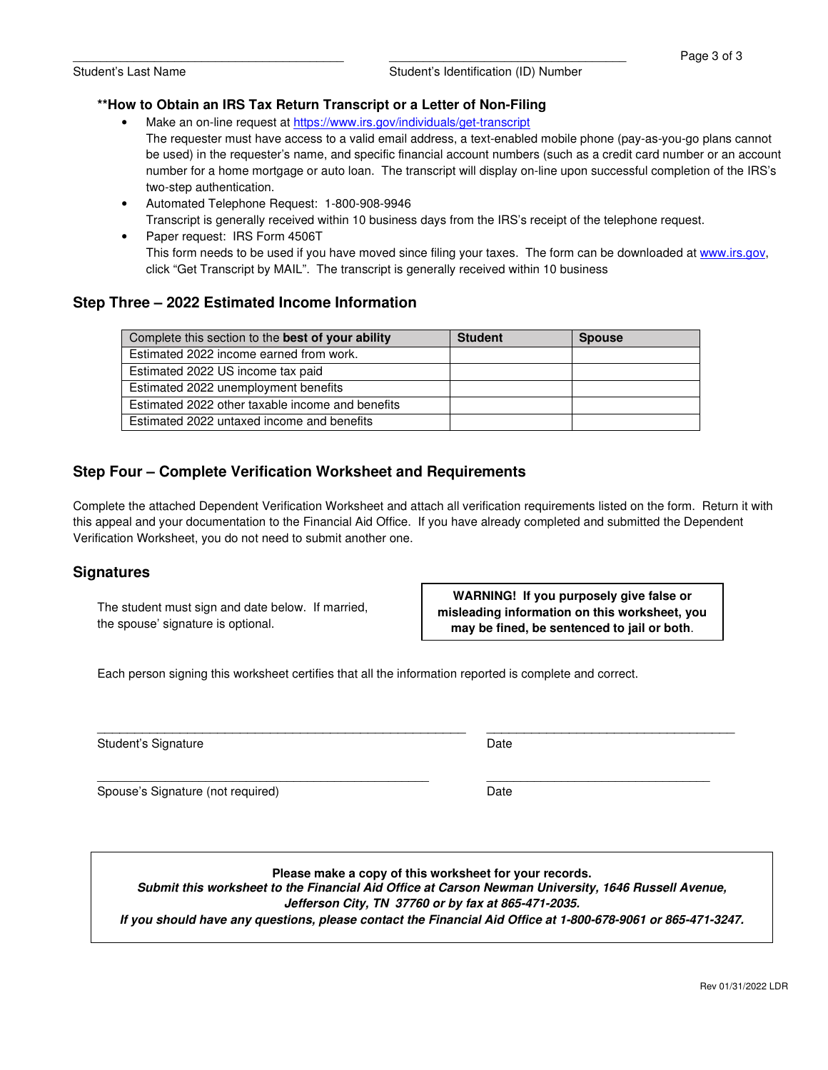\_\_\_\_\_\_\_\_\_\_\_\_\_\_\_\_\_\_\_\_\_\_\_\_\_\_\_\_\_\_\_\_\_\_\_\_\_\_ \_\_\_\_\_\_\_\_\_\_\_\_\_\_\_\_\_\_\_\_\_\_\_\_\_\_\_\_\_\_\_\_\_\_\_\_\_\_

Student's Last Name Student's Identification (ID) Number

### **How to Obtain an IRS Tax Return Transcript or a Letter of Non-Filing

- Make an on-line request at https://www.irs.gov/individuals/get-transcript
  The requester must have access to a valid email address, a text-enabled mobile phone (pay-as-you-go plans cannot be used) in the requester's name, and specific financial account numbers (such as a credit card number or an account number for a home mortgage or auto loan. The transcript will display on-line upon successful completion of the IRS's two-step authentication.
- Automated Telephone Request: 1-800-908-9946
  Transcript is generally received within 10 business days from the IRS's receipt of the telephone request.
- Paper request: IRS Form 4506T
  This form needs to be used if you have moved since filing your taxes. The form can be downloaded at www.irs.gov, click "Get Transcript by MAIL". The transcript is generally received within 10 business

## Step Three – 2022 Estimated Income Information

| Complete this section to the **best of your ability** | Student | Spouse |
|---|---|---|
| Estimated 2022 income earned from work. | | |
| Estimated 2022 US income tax paid | | |
| Estimated 2022 unemployment benefits | | |
| Estimated 2022 other taxable income and benefits | | |
| Estimated 2022 untaxed income and benefits | | |

## Step Four – Complete Verification Worksheet and Requirements

Complete the attached Dependent Verification Worksheet and attach all verification requirements listed on the form. Return it with this appeal and your documentation to the Financial Aid Office. If you have already completed and submitted the Dependent Verification Worksheet, you do not need to submit another one.

## Signatures

The student must sign and date below. If married, the spouse' signature is optional.

**WARNING! If you purposely give false or misleading information on this worksheet, you may be fined, be sentenced to jail or both**.

Each person signing this worksheet certifies that all the information reported is complete and correct.

\_\_\_\_\_\_\_\_\_\_\_\_\_\_\_\_\_\_\_\_\_\_\_\_\_\_\_\_\_\_\_\_\_\_\_\_\_\_\_\_\_\_\_\_\_\_\_\_ \_\_\_\_\_\_\_\_\_\_\_\_\_\_\_\_\_\_\_\_\_\_\_\_\_\_\_\_\_\_\_\_\_\_

Student's Signature Date

\_\_\_\_\_\_\_\_\_\_\_\_\_\_\_\_\_\_\_\_\_\_\_\_\_\_\_\_\_\_\_\_\_\_\_\_\_\_\_\_\_\_\_\_ \_\_\_\_\_\_\_\_\_\_\_\_\_\_\_\_\_\_\_\_\_\_\_\_\_\_\_\_\_\_\_

Spouse's Signature (not required) Date

**Please make a copy of this worksheet for your records.**
***Submit this worksheet to the Financial Aid Office at Carson Newman University, 1646 Russell Avenue, Jefferson City, TN 37760 or by fax at 865-471-2035.***
***If you should have any questions, please contact the Financial Aid Office at 1-800-678-9061 or 865-471-3247.***

Rev 01/31/2022 LDR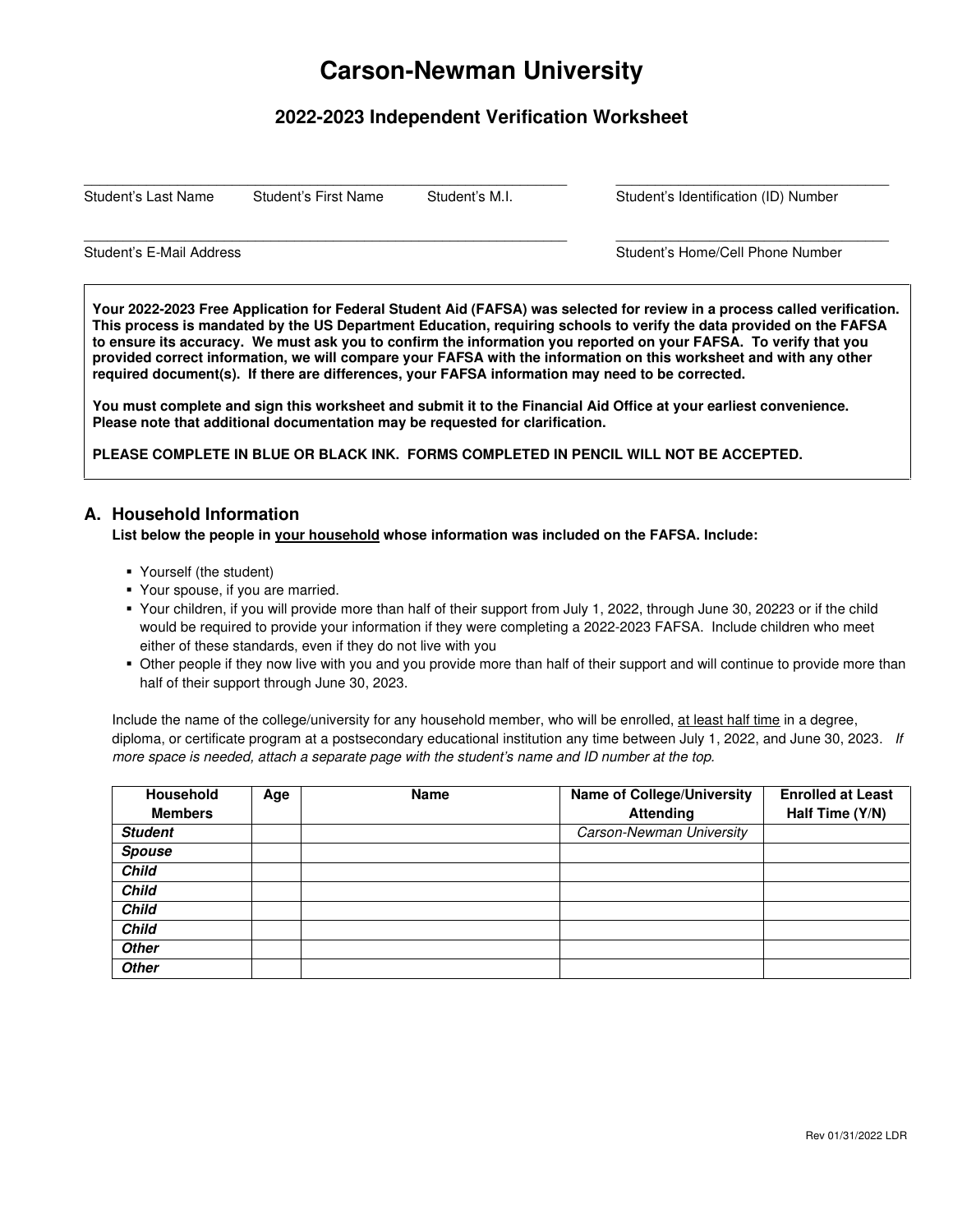# Carson-Newman University

## 2022-2023 Independent Verification Worksheet

Student's Last Name Student's First Name Student's M.I. Student's Identification (ID) Number

Student's E-Mail Address Student's Home/Cell Phone Number

**Your 2022-2023 Free Application for Federal Student Aid (FAFSA) was selected for review in a process called verification. This process is mandated by the US Department Education, requiring schools to verify the data provided on the FAFSA to ensure its accuracy. We must ask you to confirm the information you reported on your FAFSA. To verify that you provided correct information, we will compare your FAFSA with the information on this worksheet and with any other required document(s). If there are differences, your FAFSA information may need to be corrected.**

**You must complete and sign this worksheet and submit it to the Financial Aid Office at your earliest convenience. Please note that additional documentation may be requested for clarification.**

**PLEASE COMPLETE IN BLUE OR BLACK INK. FORMS COMPLETED IN PENCIL WILL NOT BE ACCEPTED.**

## A. Household Information

**List below the people in your household whose information was included on the FAFSA. Include:**

- Yourself (the student)
- Your spouse, if you are married.
- Your children, if you will provide more than half of their support from July 1, 2022, through June 30, 20223 or if the child would be required to provide your information if they were completing a 2022-2023 FAFSA. Include children who meet either of these standards, even if they do not live with you
- Other people if they now live with you and you provide more than half of their support and will continue to provide more than half of their support through June 30, 2023.

Include the name of the college/university for any household member, who will be enrolled, at least half time in a degree, diploma, or certificate program at a postsecondary educational institution any time between July 1, 2022, and June 30, 2023. *If more space is needed, attach a separate page with the student's name and ID number at the top.*

| Household Members | Age | Name | Name of College/University Attending | Enrolled at Least Half Time (Y/N) |
|---|---|---|---|---|
| ***Student*** | | | *Carson-Newman University* | |
| ***Spouse*** | | | | |
| ***Child*** | | | | |
| ***Child*** | | | | |
| ***Child*** | | | | |
| ***Child*** | | | | |
| ***Other*** | | | | |
| ***Other*** | | | | |

Rev 01/31/2022 LDR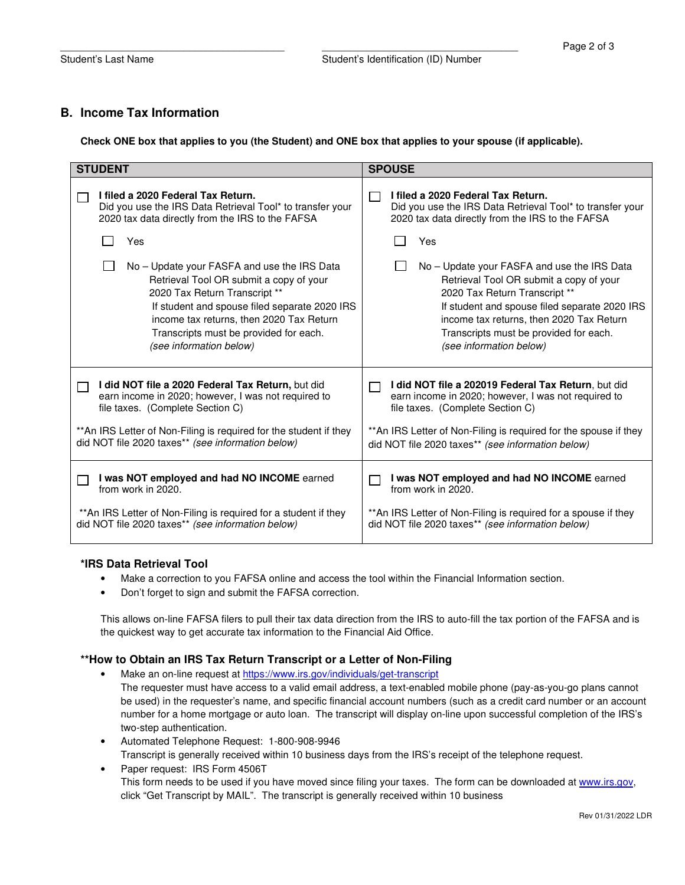Student's Last Name | Student's Identification (ID) Number

## B. Income Tax Information

**Check ONE box that applies to you (the Student) and ONE box that applies to your spouse (if applicable).**

| STUDENT | SPOUSE |
|---|---|
| ☐ **I filed a 2020 Federal Tax Return.** Did you use the IRS Data Retrieval Tool* to transfer your 2020 tax data directly from the IRS to the FAFSA<br><br>☐ Yes<br><br>☐ No – Update your FAFSA and use the IRS Data Retrieval Tool OR submit a copy of your 2020 Tax Return Transcript ** If student and spouse filed separate 2020 IRS income tax returns, then 2020 Tax Return Transcripts must be provided for each. *(see information below)* | ☐ **I filed a 2020 Federal Tax Return.** Did you use the IRS Data Retrieval Tool* to transfer your 2020 tax data directly from the IRS to the FAFSA<br><br>☐ Yes<br><br>☐ No – Update your FAFSA and use the IRS Data Retrieval Tool OR submit a copy of your 2020 Tax Return Transcript ** If student and spouse filed separate 2020 IRS income tax returns, then 2020 Tax Return Transcripts must be provided for each. *(see information below)* |
| ☐ **I did NOT file a 2020 Federal Tax Return,** but did earn income in 2020; however, I was not required to file taxes. (Complete Section C)<br><br>**An IRS Letter of Non-Filing is required for the student if they did NOT file 2020 taxes** *(see information below)* | ☐ **I did NOT file a 202019 Federal Tax Return**, but did earn income in 2020; however, I was not required to file taxes. (Complete Section C)<br><br>**An IRS Letter of Non-Filing is required for the spouse if they did NOT file 2020 taxes** *(see information below)* |
| ☐ **I was NOT employed and had NO INCOME** earned from work in 2020.<br><br>**An IRS Letter of Non-Filing is required for a student if they did NOT file 2020 taxes** *(see information below)* | ☐ **I was NOT employed and had NO INCOME** earned from work in 2020.<br><br>**An IRS Letter of Non-Filing is required for a spouse if they did NOT file 2020 taxes** *(see information below)* |

### *IRS Data Retrieval Tool

- Make a correction to you FAFSA online and access the tool within the Financial Information section.
- Don't forget to sign and submit the FAFSA correction.

This allows on-line FAFSA filers to pull their tax data direction from the IRS to auto-fill the tax portion of the FAFSA and is the quickest way to get accurate tax information to the Financial Aid Office.

### **How to Obtain an IRS Tax Return Transcript or a Letter of Non-Filing

- Make an on-line request at https://www.irs.gov/individuals/get-transcript
  The requester must have access to a valid email address, a text-enabled mobile phone (pay-as-you-go plans cannot be used) in the requester's name, and specific financial account numbers (such as a credit card number or an account number for a home mortgage or auto loan. The transcript will display on-line upon successful completion of the IRS's two-step authentication.
- Automated Telephone Request: 1-800-908-9946
  Transcript is generally received within 10 business days from the IRS's receipt of the telephone request.
- Paper request: IRS Form 4506T
  This form needs to be used if you have moved since filing your taxes. The form can be downloaded at www.irs.gov, click "Get Transcript by MAIL". The transcript is generally received within 10 business

Rev 01/31/2022 LDR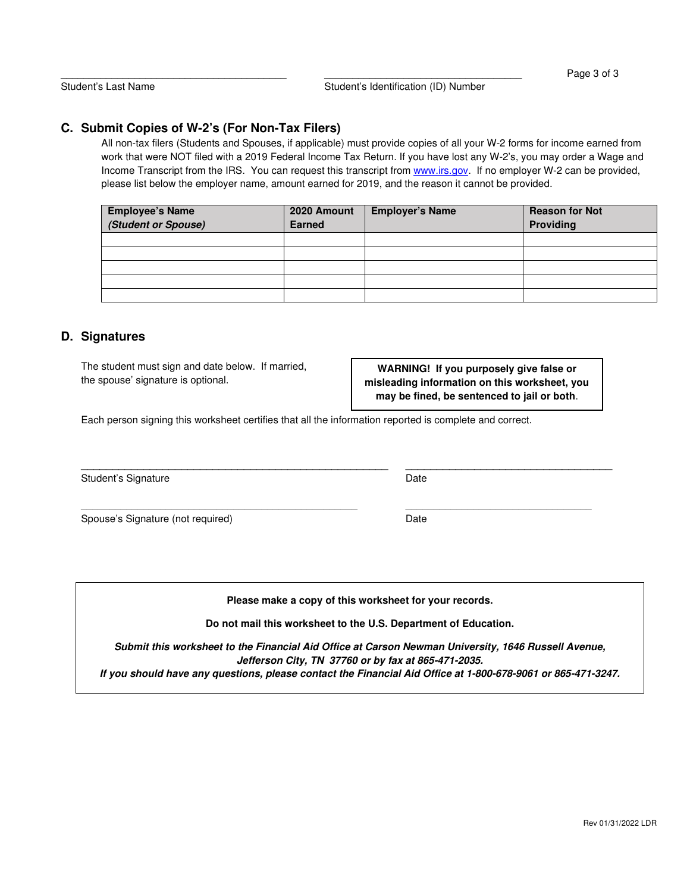Student's Last Name _______________ Student's Identification (ID) Number _______________

## C. Submit Copies of W-2's (For Non-Tax Filers)

All non-tax filers (Students and Spouses, if applicable) must provide copies of all your W-2 forms for income earned from work that were NOT filed with a 2019 Federal Income Tax Return. If you have lost any W-2's, you may order a Wage and Income Transcript from the IRS. You can request this transcript from www.irs.gov. If no employer W-2 can be provided, please list below the employer name, amount earned for 2019, and the reason it cannot be provided.

| Employee's Name *(Student or Spouse)* | 2020 Amount Earned | Employer's Name | Reason for Not Providing |
|---|---|---|---|
| | | | |
| | | | |
| | | | |
| | | | |
| | | | |

## D. Signatures

The student must sign and date below. If married, the spouse' signature is optional.

**WARNING! If you purposely give false or misleading information on this worksheet, you may be fined, be sentenced to jail or both.**

Each person signing this worksheet certifies that all the information reported is complete and correct.

_______________________________ _______________
Student's Signature Date

_______________________________ _______________
Spouse's Signature (not required) Date

**Please make a copy of this worksheet for your records.**

**Do not mail this worksheet to the U.S. Department of Education.**

***Submit this worksheet to the Financial Aid Office at Carson Newman University, 1646 Russell Avenue, Jefferson City, TN 37760 or by fax at 865-471-2035.***
***If you should have any questions, please contact the Financial Aid Office at 1-800-678-9061 or 865-471-3247.***

Rev 01/31/2022 LDR